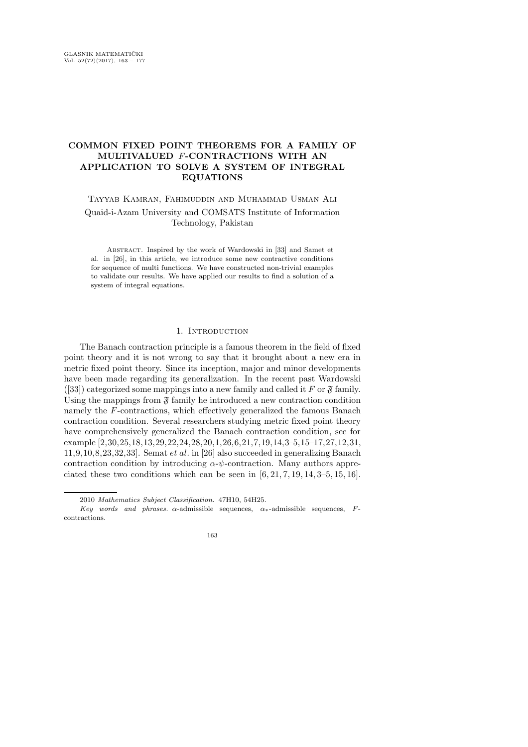# COMMON FIXED POINT THEOREMS FOR A FAMILY OF MULTIVALUED $F$-CONTRACTIONS WITH AN APPLICATION TO SOLVE A SYSTEM OF INTEGRAL EQUATIONS

Tayyab Kamran, Fahimuddin and Muhammad Usman Ali

Quaid-i-Azam University and COMSATS Institute of Information Technology, Pakistan

Abstract. Inspired by the work of Wardowski in [33] and Samet et al. in [26], in this article, we introduce some new contractive conditions for sequence of multi functions. We have constructed non-trivial examples to validate our results. We have applied our results to find a solution of a system of integral equations.

## 1. Introduction

The Banach contraction principle is a famous theorem in the field of fixed point theory and it is not wrong to say that it brought about a new era in metric fixed point theory. Since its inception, major and minor developments have been made regarding its generalization. In the recent past Wardowski ([33]) categorized some mappings into a new family and called it $F$ or $\mathfrak{F}$ family. Using the mappings from $\mathfrak{F}$ family he introduced a new contraction condition namely the $F$-contractions, which effectively generalized the famous Banach contraction condition. Several researchers studying metric fixed point theory have comprehensively generalized the Banach contraction condition, see for example [2,30,25,18,13,29,22,24,28,20,1,26,6,21,7,19,14,3–5,15–17,27,12,31,11,9,10,8,23,32,33]. Semat *et al*. in [26] also succeeded in generalizing Banach contraction condition by introducing $\alpha$-$\psi$-contraction. Many authors appreciated these two conditions which can be seen in [6, 21, 7, 19, 14, 3–5, 15, 16].

2010 *Mathematics Subject Classification.* 47H10, 54H25.

*Key words and phrases.* $\alpha$-admissible sequences, $\alpha_*$-admissible sequences, $F$-contractions.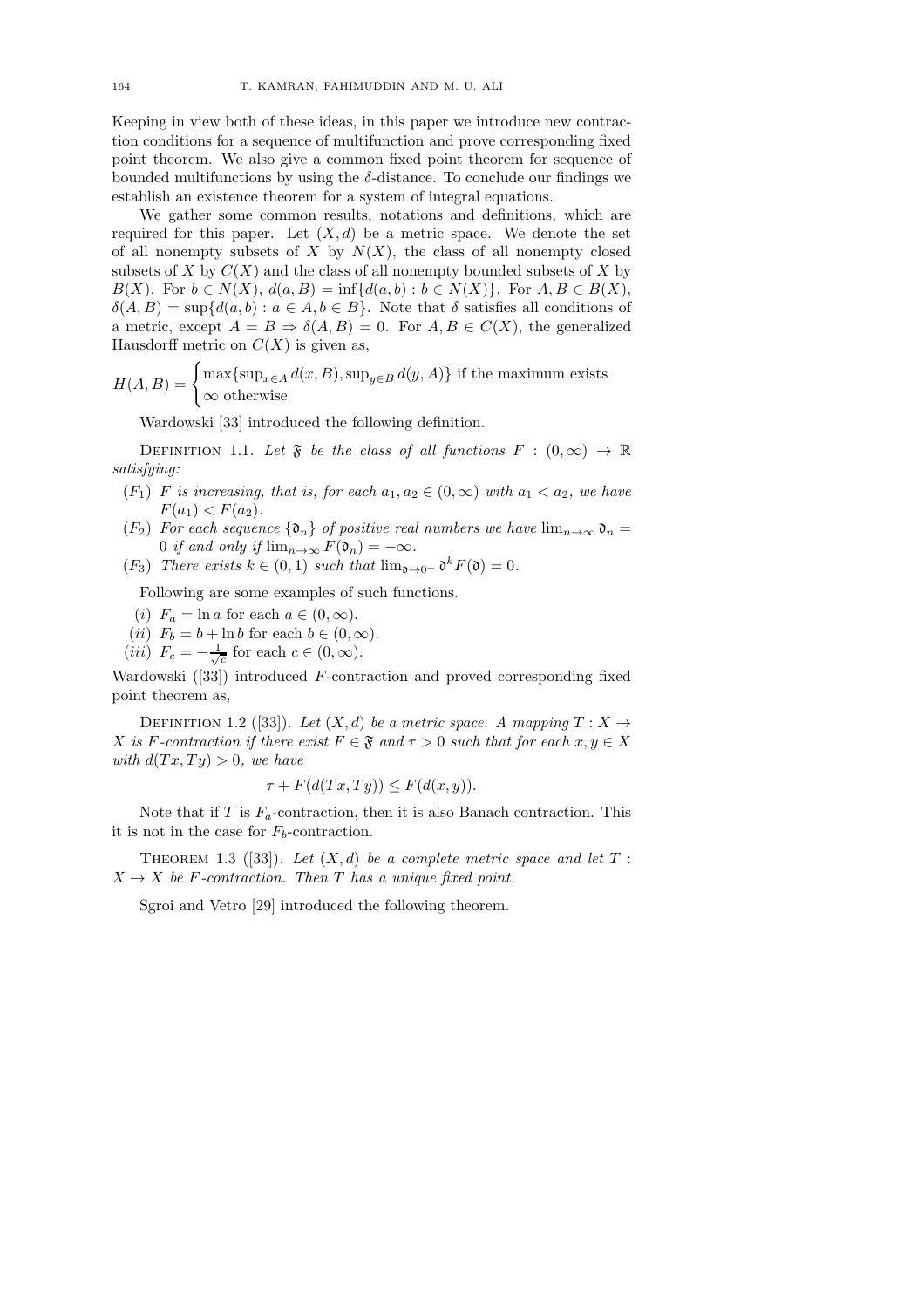Keeping in view both of these ideas, in this paper we introduce new contraction conditions for a sequence of multifunction and prove corresponding fixed point theorem. We also give a common fixed point theorem for sequence of bounded multifunctions by using the $\delta$-distance. To conclude our findings we establish an existence theorem for a system of integral equations.

We gather some common results, notations and definitions, which are required for this paper. Let $(X, d)$ be a metric space. We denote the set of all nonempty subsets of $X$ by $N(X)$, the class of all nonempty closed subsets of $X$ by $C(X)$ and the class of all nonempty bounded subsets of $X$ by $B(X)$. For $b \in N(X)$, $d(a, B) = \inf\{d(a, b) : b \in N(X)\}$. For $A, B \in B(X)$, $\delta(A, B) = \sup\{d(a, b) : a \in A, b \in B\}$. Note that $\delta$ satisfies all conditions of a metric, except $A = B \Rightarrow \delta(A, B) = 0$. For $A, B \in C(X)$, the generalized Hausdorff metric on $C(X)$ is given as,

$$H(A, B) = \begin{cases} \max\{\sup_{x \in A} d(x, B), \sup_{y \in B} d(y, A)\} \text{ if the maximum exists} \\ \infty \text{ otherwise} \end{cases}$$

Wardowski [33] introduced the following definition.

Definition 1.1. *Let $\mathfrak{F}$ be the class of all functions $F : (0, \infty) \to \mathbb{R}$ satisfying:*

- $(F_1)$ *$F$ is increasing, that is, for each $a_1, a_2 \in (0, \infty)$ with $a_1 < a_2$, we have $F(a_1) < F(a_2)$.*
- $(F_2)$ *For each sequence $\{\mathfrak{d}_n\}$ of positive real numbers we have $\lim_{n \to \infty} \mathfrak{d}_n = 0$ if and only if $\lim_{n \to \infty} F(\mathfrak{d}_n) = -\infty$.*
- $(F_3)$ *There exists $k \in (0, 1)$ such that $\lim_{\mathfrak{d} \to 0^+} \mathfrak{d}^k F(\mathfrak{d}) = 0$.*

Following are some examples of such functions.

- $(i)$ $F_a = \ln a$ for each $a \in (0, \infty)$.
- $(ii)$ $F_b = b + \ln b$ for each $b \in (0, \infty)$.
- $(iii)$ $F_c = -\frac{1}{\sqrt{c}}$ for each $c \in (0, \infty)$.

Wardowski ([33]) introduced $F$-contraction and proved corresponding fixed point theorem as,

Definition 1.2 ([33]). *Let $(X, d)$ be a metric space. A mapping $T : X \to X$ is $F$-contraction if there exist $F \in \mathfrak{F}$ and $\tau > 0$ such that for each $x, y \in X$ with $d(Tx, Ty) > 0$, we have*

$$\tau + F(d(Tx, Ty)) \leq F(d(x, y)).$$

Note that if $T$ is $F_a$-contraction, then it is also Banach contraction. This it is not in the case for $F_b$-contraction.

Theorem 1.3 ([33]). *Let $(X, d)$ be a complete metric space and let $T : X \to X$ be $F$-contraction. Then $T$ has a unique fixed point.*

Sgroi and Vetro [29] introduced the following theorem.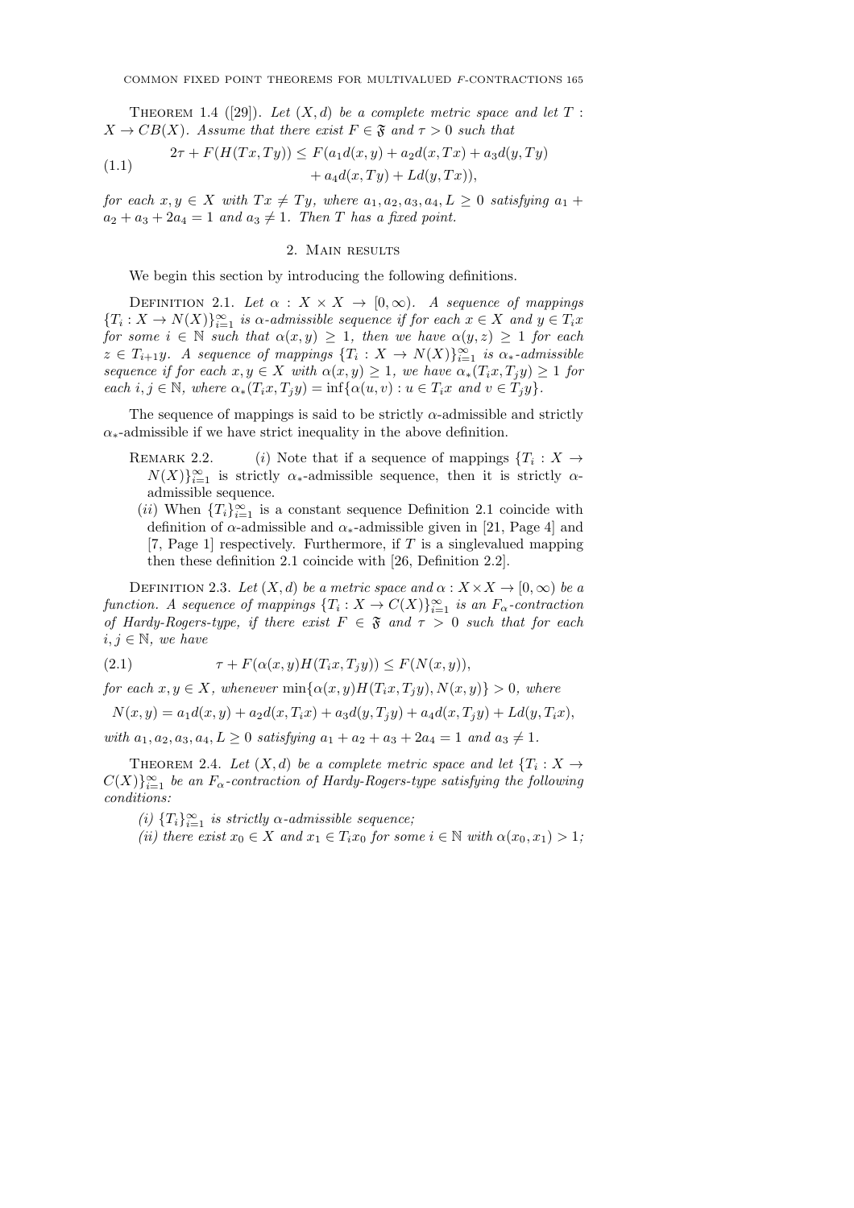Theorem 1.4 ([29]). *Let $(X, d)$ be a complete metric space and let $T : X \to CB(X)$. Assume that there exist $F \in \mathfrak{F}$ and $\tau > 0$ such that*

$$
\begin{aligned}
2\tau + F(H(Tx, Ty)) \leq F(a_1 d(x, y) + a_2 d(x, Tx) + a_3 d(y, Ty) \\
+ a_4 d(x, Ty) + L d(y, Tx)),
\end{aligned} \tag{1.1}
$$

*for each $x, y \in X$ with $Tx \neq Ty$, where $a_1, a_2, a_3, a_4, L \geq 0$ satisfying $a_1 + a_2 + a_3 + 2a_4 = 1$ and $a_3 \neq 1$. Then $T$ has a fixed point.*

## 2. Main results

We begin this section by introducing the following definitions.

Definition 2.1. *Let $\alpha : X \times X \to [0, \infty)$. A sequence of mappings $\{T_i : X \to N(X)\}_{i=1}^{\infty}$ is $\alpha$-admissible sequence if for each $x \in X$ and $y \in T_i x$ for some $i \in \mathbb{N}$ such that $\alpha(x, y) \geq 1$, then we have $\alpha(y, z) \geq 1$ for each $z \in T_{i+1} y$. A sequence of mappings $\{T_i : X \to N(X)\}_{i=1}^{\infty}$ is $\alpha_*$-admissible sequence if for each $x, y \in X$ with $\alpha(x, y) \geq 1$, we have $\alpha_*(T_i x, T_j y) \geq 1$ for each $i, j \in \mathbb{N}$, where $\alpha_*(T_i x, T_j y) = \inf\{\alpha(u, v) : u \in T_i x \text{ and } v \in T_j y\}$.*

The sequence of mappings is said to be strictly $\alpha$-admissible and strictly $\alpha_*$-admissible if we have strict inequality in the above definition.

Remark 2.2.
- (*i*) Note that if a sequence of mappings $\{T_i : X \to N(X)\}_{i=1}^{\infty}$ is strictly $\alpha_*$-admissible sequence, then it is strictly $\alpha$-admissible sequence.
- (*ii*) When $\{T_i\}_{i=1}^{\infty}$ is a constant sequence Definition 2.1 coincide with definition of $\alpha$-admissible and $\alpha_*$-admissible given in [21, Page 4] and [7, Page 1] respectively. Furthermore, if $T$ is a singlevalued mapping then these definition 2.1 coincide with [26, Definition 2.2].

Definition 2.3. *Let $(X, d)$ be a metric space and $\alpha : X \times X \to [0, \infty)$ be a function. A sequence of mappings $\{T_i : X \to C(X)\}_{i=1}^{\infty}$ is an $F_\alpha$-contraction of Hardy-Rogers-type, if there exist $F \in \mathfrak{F}$ and $\tau > 0$ such that for each $i, j \in \mathbb{N}$, we have*

$$
\tau + F(\alpha(x, y) H(T_i x, T_j y)) \leq F(N(x, y)), \tag{2.1}
$$

*for each $x, y \in X$, whenever $\min\{\alpha(x, y) H(T_i x, T_j y), N(x, y)\} > 0$, where*

$$
N(x, y) = a_1 d(x, y) + a_2 d(x, T_i x) + a_3 d(y, T_j y) + a_4 d(x, T_j y) + L d(y, T_i x),
$$

*with $a_1, a_2, a_3, a_4, L \geq 0$ satisfying $a_1 + a_2 + a_3 + 2a_4 = 1$ and $a_3 \neq 1$.*

Theorem 2.4. *Let $(X, d)$ be a complete metric space and let $\{T_i : X \to C(X)\}_{i=1}^{\infty}$ be an $F_\alpha$-contraction of Hardy-Rogers-type satisfying the following conditions:*

*(i) $\{T_i\}_{i=1}^{\infty}$ is strictly $\alpha$-admissible sequence;*

*(ii) there exist $x_0 \in X$ and $x_1 \in T_i x_0$ for some $i \in \mathbb{N}$ with $\alpha(x_0, x_1) > 1$;*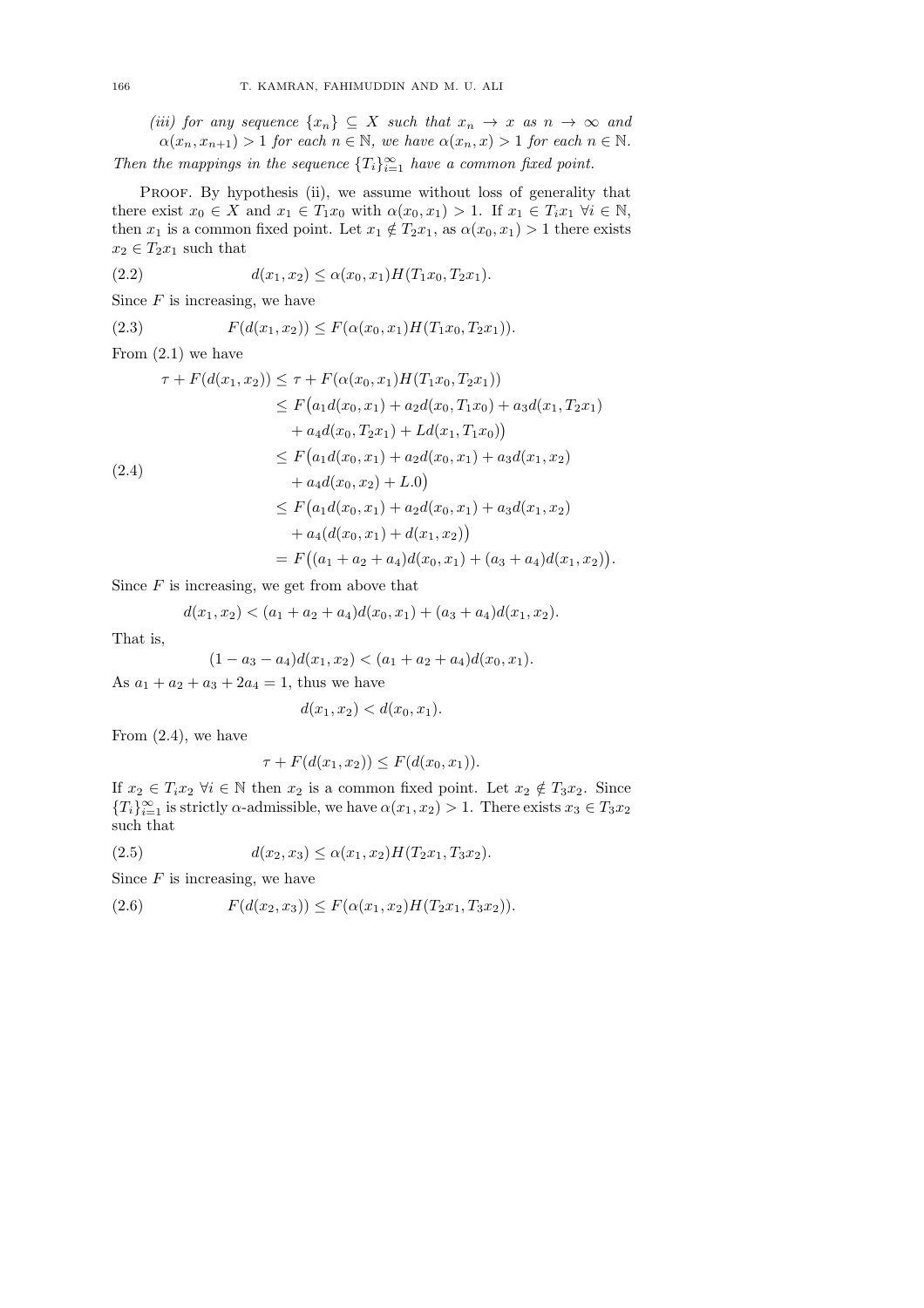*(iii) for any sequence $\{x_n\} \subseteq X$ such that $x_n \to x$ as $n \to \infty$ and $\alpha(x_n, x_{n+1}) > 1$ for each $n \in \mathbb{N}$, we have $\alpha(x_n, x) > 1$ for each $n \in \mathbb{N}$.*

*Then the mappings in the sequence $\{T_i\}_{i=1}^{\infty}$ have a common fixed point.*

Proof. By hypothesis (ii), we assume without loss of generality that there exist $x_0 \in X$ and $x_1 \in T_1 x_0$ with $\alpha(x_0, x_1) > 1$. If $x_1 \in T_i x_1$ $\forall i \in \mathbb{N}$, then $x_1$ is a common fixed point. Let $x_1 \notin T_2 x_1$, as $\alpha(x_0, x_1) > 1$ there exists $x_2 \in T_2 x_1$ such that

$$d(x_1, x_2) \leq \alpha(x_0, x_1) H(T_1 x_0, T_2 x_1). \tag{2.2}$$

Since $F$ is increasing, we have

$$F(d(x_1, x_2)) \leq F(\alpha(x_0, x_1) H(T_1 x_0, T_2 x_1)). \tag{2.3}$$

From (2.1) we have

$$\begin{aligned}
\tau + F(d(x_1, x_2)) &\leq \tau + F(\alpha(x_0, x_1) H(T_1 x_0, T_2 x_1)) \\
&\leq F\big(a_1 d(x_0, x_1) + a_2 d(x_0, T_1 x_0) + a_3 d(x_1, T_2 x_1) \\
&\quad + a_4 d(x_0, T_2 x_1) + L d(x_1, T_1 x_0)\big) \\
&\leq F\big(a_1 d(x_0, x_1) + a_2 d(x_0, x_1) + a_3 d(x_1, x_2) \\
&\quad + a_4 d(x_0, x_2) + L.0\big) \\
&\leq F\big(a_1 d(x_0, x_1) + a_2 d(x_0, x_1) + a_3 d(x_1, x_2) \\
&\quad + a_4 (d(x_0, x_1) + d(x_1, x_2))\big) \\
&= F\big((a_1 + a_2 + a_4) d(x_0, x_1) + (a_3 + a_4) d(x_1, x_2)\big).
\end{aligned} \tag{2.4}$$

Since $F$ is increasing, we get from above that

$$d(x_1, x_2) < (a_1 + a_2 + a_4) d(x_0, x_1) + (a_3 + a_4) d(x_1, x_2).$$

That is,

$$(1 - a_3 - a_4) d(x_1, x_2) < (a_1 + a_2 + a_4) d(x_0, x_1).$$

As $a_1 + a_2 + a_3 + 2a_4 = 1$, thus we have

$$d(x_1, x_2) < d(x_0, x_1).$$

From (2.4), we have

$$\tau + F(d(x_1, x_2)) \leq F(d(x_0, x_1)).$$

If $x_2 \in T_i x_2$ $\forall i \in \mathbb{N}$ then $x_2$ is a common fixed point. Let $x_2 \notin T_3 x_2$. Since $\{T_i\}_{i=1}^{\infty}$ is strictly $\alpha$-admissible, we have $\alpha(x_1, x_2) > 1$. There exists $x_3 \in T_3 x_2$ such that

$$d(x_2, x_3) \leq \alpha(x_1, x_2) H(T_2 x_1, T_3 x_2). \tag{2.5}$$

Since $F$ is increasing, we have

$$F(d(x_2, x_3)) \leq F(\alpha(x_1, x_2) H(T_2 x_1, T_3 x_2)). \tag{2.6}$$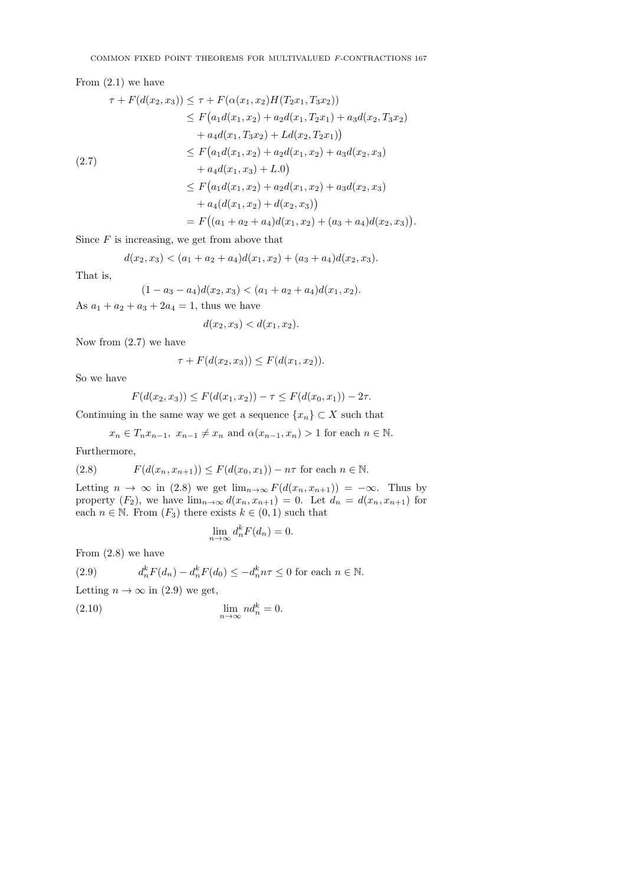From (2.1) we have

$$
\begin{aligned}
\tau + F(d(x_2, x_3)) &\leq \tau + F(\alpha(x_1, x_2)H(T_2x_1, T_3x_2)) \\
&\leq F\big(a_1 d(x_1, x_2) + a_2 d(x_1, T_2x_1) + a_3 d(x_2, T_3x_2) \\
&\quad + a_4 d(x_1, T_3x_2) + L d(x_2, T_2x_1)\big) \\
&\leq F\big(a_1 d(x_1, x_2) + a_2 d(x_1, x_2) + a_3 d(x_2, x_3) \\
&\quad + a_4 d(x_1, x_3) + L.0\big) \\
&\leq F\big(a_1 d(x_1, x_2) + a_2 d(x_1, x_2) + a_3 d(x_2, x_3) \\
&\quad + a_4 (d(x_1, x_2) + d(x_2, x_3))\big) \\
&= F\big((a_1 + a_2 + a_4) d(x_1, x_2) + (a_3 + a_4) d(x_2, x_3)\big).
\end{aligned} \tag{2.7}
$$

Since $F$ is increasing, we get from above that

$$d(x_2, x_3) < (a_1 + a_2 + a_4) d(x_1, x_2) + (a_3 + a_4) d(x_2, x_3).$$

That is,

$$(1 - a_3 - a_4) d(x_2, x_3) < (a_1 + a_2 + a_4) d(x_1, x_2).$$

As $a_1 + a_2 + a_3 + 2a_4 = 1$, thus we have

$$d(x_2, x_3) < d(x_1, x_2).$$

Now from (2.7) we have

$$\tau + F(d(x_2, x_3)) \leq F(d(x_1, x_2)).$$

So we have

$$F(d(x_2, x_3)) \leq F(d(x_1, x_2)) - \tau \leq F(d(x_0, x_1)) - 2\tau.$$

Continuing in the same way we get a sequence $\{x_n\} \subset X$ such that

$$x_n \in T_n x_{n-1},\ x_{n-1} \neq x_n \text{ and } \alpha(x_{n-1}, x_n) > 1 \text{ for each } n \in \mathbb{N}.$$

Furthermore,

$$F(d(x_n, x_{n+1})) \leq F(d(x_0, x_1)) - n\tau \text{ for each } n \in \mathbb{N}. \tag{2.8}$$

Letting $n \to \infty$ in (2.8) we get $\lim_{n\to\infty} F(d(x_n, x_{n+1})) = -\infty$. Thus by property $(F_2)$, we have $\lim_{n\to\infty} d(x_n, x_{n+1}) = 0$. Let $d_n = d(x_n, x_{n+1})$ for each $n \in \mathbb{N}$. From $(F_3)$ there exists $k \in (0, 1)$ such that

$$\lim_{n\to\infty} d_n^k F(d_n) = 0.$$

From (2.8) we have

$$d_n^k F(d_n) - d_n^k F(d_0) \leq -d_n^k n\tau \leq 0 \text{ for each } n \in \mathbb{N}. \tag{2.9}$$

Letting $n \to \infty$ in (2.9) we get,

$$\lim_{n\to\infty} n d_n^k = 0. \tag{2.10}$$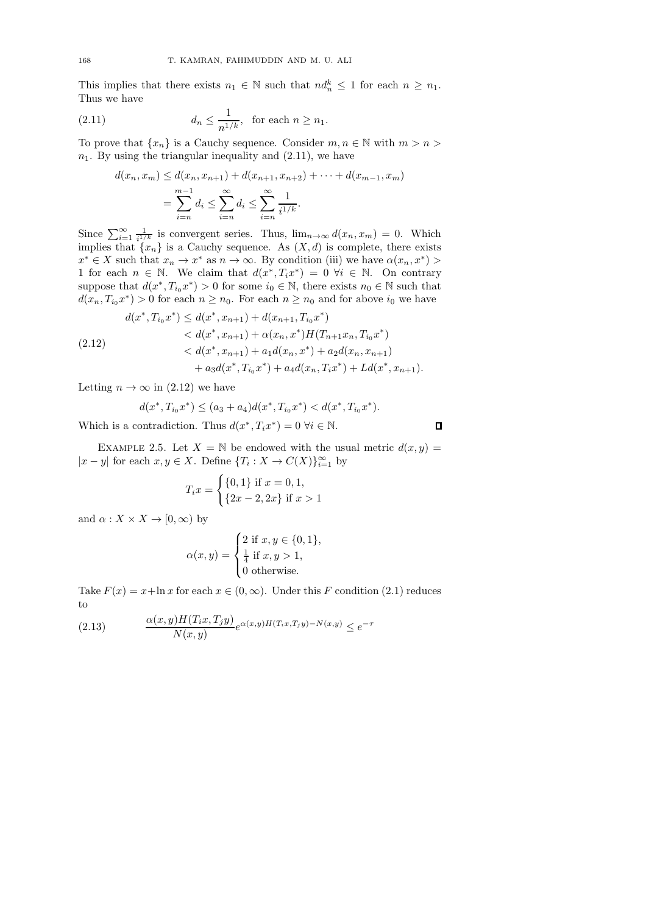This implies that there exists $n_1 \in \mathbb{N}$ such that $nd_n^k \leq 1$ for each $n \geq n_1$. Thus we have

$$d_n \leq \frac{1}{n^{1/k}}, \quad \text{for each } n \geq n_1. \tag{2.11}$$

To prove that $\{x_n\}$ is a Cauchy sequence. Consider $m, n \in \mathbb{N}$ with $m > n > n_1$. By using the triangular inequality and (2.11), we have

$$\begin{aligned} d(x_n, x_m) &\leq d(x_n, x_{n+1}) + d(x_{n+1}, x_{n+2}) + \cdots + d(x_{m-1}, x_m) \\ &= \sum_{i=n}^{m-1} d_i \leq \sum_{i=n}^{\infty} d_i \leq \sum_{i=n}^{\infty} \frac{1}{i^{1/k}}. \end{aligned}$$

Since $\sum_{i=1}^{\infty} \frac{1}{i^{1/k}}$ is convergent series. Thus, $\lim_{n\to\infty} d(x_n, x_m) = 0$. Which implies that $\{x_n\}$ is a Cauchy sequence. As $(X, d)$ is complete, there exists $x^* \in X$ such that $x_n \to x^*$ as $n \to \infty$. By condition (iii) we have $\alpha(x_n, x^*) > 1$ for each $n \in \mathbb{N}$. We claim that $d(x^*, T_i x^*) = 0$ $\forall i \in \mathbb{N}$. On contrary suppose that $d(x^*, T_{i_0} x^*) > 0$ for some $i_0 \in \mathbb{N}$, there exists $n_0 \in \mathbb{N}$ such that $d(x_n, T_{i_0} x^*) > 0$ for each $n \geq n_0$. For each $n \geq n_0$ and for above $i_0$ we have

$$\begin{aligned} d(x^*, T_{i_0} x^*) &\leq d(x^*, x_{n+1}) + d(x_{n+1}, T_{i_0} x^*) \\ &< d(x^*, x_{n+1}) + \alpha(x_n, x^*) H(T_{n+1} x_n, T_{i_0} x^*) \\ &< d(x^*, x_{n+1}) + a_1 d(x_n, x^*) + a_2 d(x_n, x_{n+1}) \\ &\quad + a_3 d(x^*, T_{i_0} x^*) + a_4 d(x_n, T_i x^*) + L d(x^*, x_{n+1}). \end{aligned} \tag{2.12}$$

Letting $n \to \infty$ in (2.12) we have

$$d(x^*, T_{i_0} x^*) \leq (a_3 + a_4) d(x^*, T_{i_0} x^*) < d(x^*, T_{i_0} x^*).$$

Which is a contradiction. Thus $d(x^*, T_i x^*) = 0$ $\forall i \in \mathbb{N}$. ∎

EXAMPLE 2.5. Let $X = \mathbb{N}$ be endowed with the usual metric $d(x, y) = |x - y|$ for each $x, y \in X$. Define $\{T_i : X \to C(X)\}_{i=1}^{\infty}$ by

$$T_i x = \begin{cases} \{0, 1\} \text{ if } x = 0, 1, \\ \{2x - 2, 2x\} \text{ if } x > 1 \end{cases}$$

and $\alpha : X \times X \to [0, \infty)$ by

$$\alpha(x, y) = \begin{cases} 2 \text{ if } x, y \in \{0, 1\}, \\ \frac{1}{4} \text{ if } x, y > 1, \\ 0 \text{ otherwise.} \end{cases}$$

Take $F(x) = x + \ln x$ for each $x \in (0, \infty)$. Under this $F$ condition (2.1) reduces to

$$\frac{\alpha(x, y) H(T_i x, T_j y)}{N(x, y)} e^{\alpha(x,y) H(T_i x, T_j y) - N(x,y)} \leq e^{-\tau} \tag{2.13}$$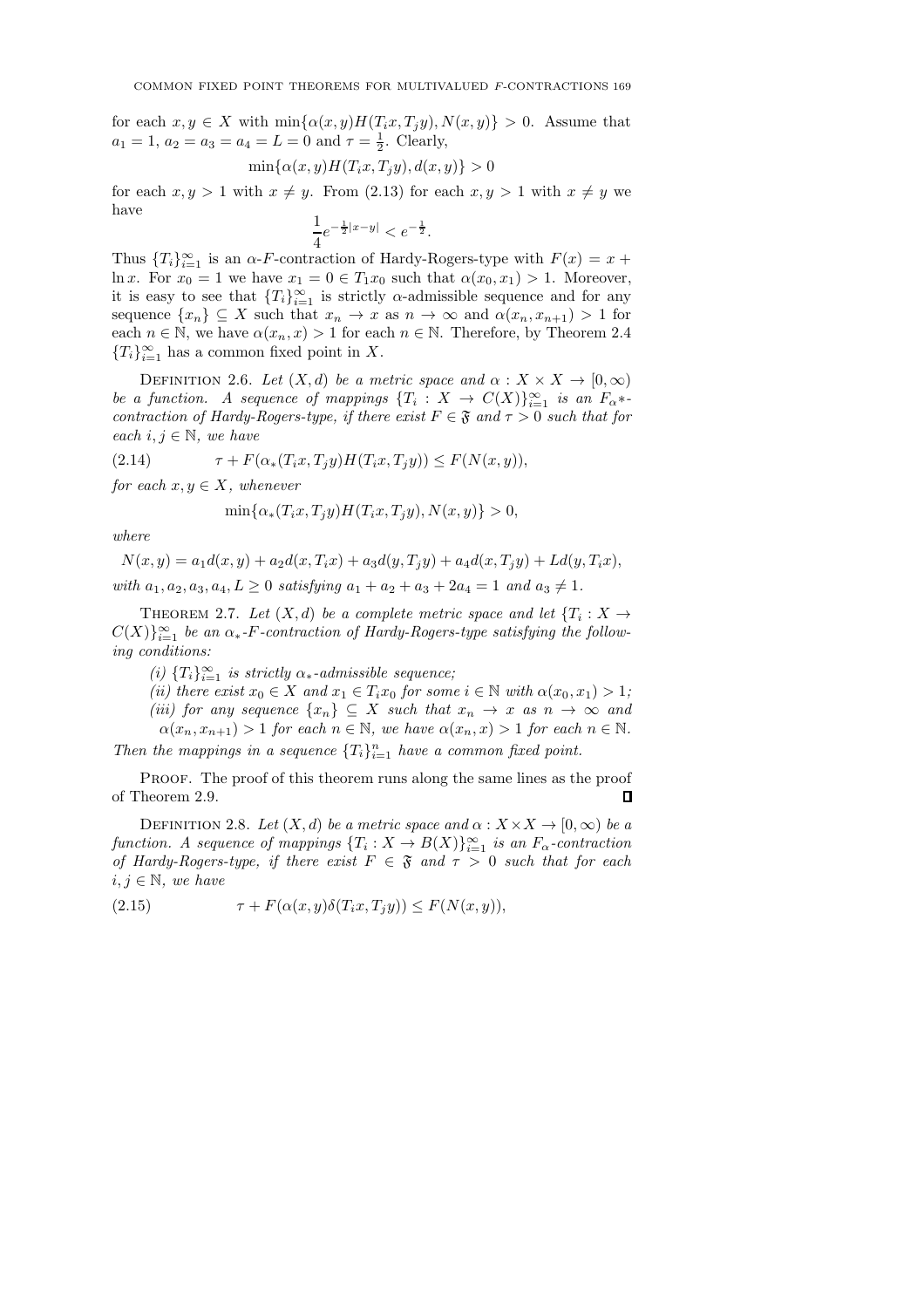for each $x, y \in X$ with $\min\{\alpha(x,y)H(T_ix, T_jy), N(x,y)\} > 0$. Assume that $a_1 = 1$, $a_2 = a_3 = a_4 = L = 0$ and $\tau = \frac{1}{2}$. Clearly,

$$\min\{\alpha(x,y)H(T_ix, T_jy), d(x,y)\} > 0$$

for each $x, y > 1$ with $x \neq y$. From (2.13) for each $x, y > 1$ with $x \neq y$ we have

$$\frac{1}{4}e^{-\frac{1}{2}|x-y|} < e^{-\frac{1}{2}}.$$

Thus $\{T_i\}_{i=1}^{\infty}$ is an $\alpha$-$F$-contraction of Hardy-Rogers-type with $F(x) = x + \ln x$. For $x_0 = 1$ we have $x_1 = 0 \in T_1x_0$ such that $\alpha(x_0, x_1) > 1$. Moreover, it is easy to see that $\{T_i\}_{i=1}^{\infty}$ is strictly $\alpha$-admissible sequence and for any sequence $\{x_n\} \subseteq X$ such that $x_n \to x$ as $n \to \infty$ and $\alpha(x_n, x_{n+1}) > 1$ for each $n \in \mathbb{N}$, we have $\alpha(x_n, x) > 1$ for each $n \in \mathbb{N}$. Therefore, by Theorem 2.4 $\{T_i\}_{i=1}^{\infty}$ has a common fixed point in $X$.

Definition 2.6. *Let $(X, d)$ be a metric space and $\alpha : X \times X \to [0, \infty)$ be a function. A sequence of mappings $\{T_i : X \to C(X)\}_{i=1}^{\infty}$ is an $F_{\alpha}*$-contraction of Hardy-Rogers-type, if there exist $F \in \mathfrak{F}$ and $\tau > 0$ such that for each $i, j \in \mathbb{N}$, we have*

$$\tau + F(\alpha_*(T_ix, T_jy)H(T_ix, T_jy)) \leq F(N(x,y)), \tag{2.14}$$

*for each $x, y \in X$, whenever*

$$\min\{\alpha_*(T_ix, T_jy)H(T_ix, T_jy), N(x,y)\} > 0,$$

*where*

$$N(x,y) = a_1d(x,y) + a_2d(x, T_ix) + a_3d(y, T_jy) + a_4d(x, T_jy) + Ld(y, T_ix),$$

*with $a_1, a_2, a_3, a_4, L \geq 0$ satisfying $a_1 + a_2 + a_3 + 2a_4 = 1$ and $a_3 \neq 1$.*

Theorem 2.7. *Let $(X, d)$ be a complete metric space and let $\{T_i : X \to C(X)\}_{i=1}^{\infty}$ be an $\alpha_*$-$F$-contraction of Hardy-Rogers-type satisfying the following conditions:*

*(i) $\{T_i\}_{i=1}^{\infty}$ is strictly $\alpha_*$-admissible sequence;*

*(ii) there exist $x_0 \in X$ and $x_1 \in T_ix_0$ for some $i \in \mathbb{N}$ with $\alpha(x_0, x_1) > 1$;*

*(iii) for any sequence $\{x_n\} \subseteq X$ such that $x_n \to x$ as $n \to \infty$ and $\alpha(x_n, x_{n+1}) > 1$ for each $n \in \mathbb{N}$, we have $\alpha(x_n, x) > 1$ for each $n \in \mathbb{N}$.*

*Then the mappings in a sequence $\{T_i\}_{i=1}^{n}$ have a common fixed point.*

Proof. The proof of this theorem runs along the same lines as the proof of Theorem 2.9. ∎

Definition 2.8. *Let $(X, d)$ be a metric space and $\alpha : X \times X \to [0, \infty)$ be a function. A sequence of mappings $\{T_i : X \to B(X)\}_{i=1}^{\infty}$ is an $F_{\alpha}$-contraction of Hardy-Rogers-type, if there exist $F \in \mathfrak{F}$ and $\tau > 0$ such that for each $i, j \in \mathbb{N}$, we have*

$$\tau + F(\alpha(x,y)\delta(T_ix, T_jy)) \leq F(N(x,y)), \tag{2.15}$$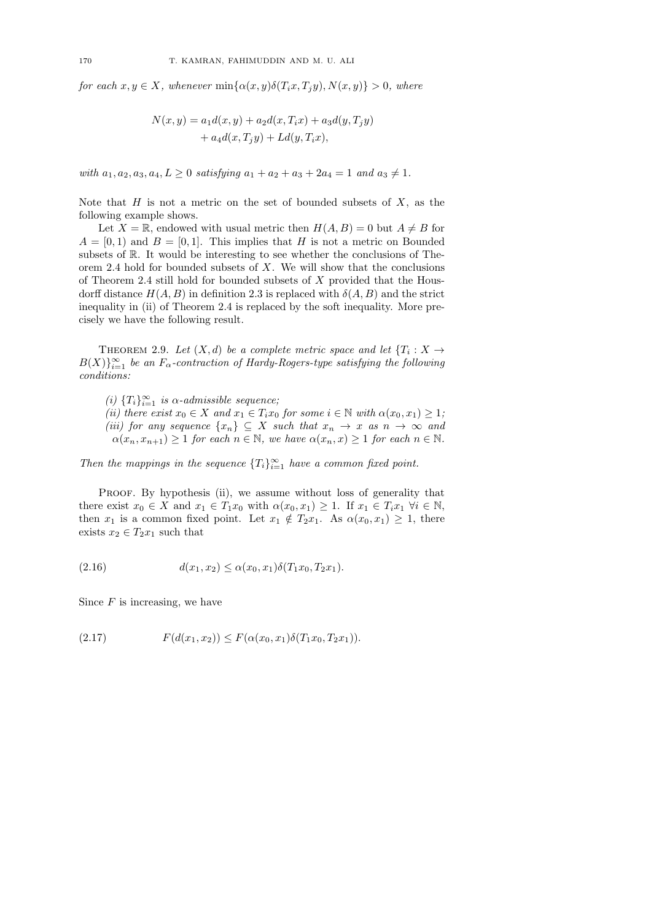*for each $x, y \in X$, whenever $\min\{\alpha(x,y)\delta(T_i x, T_j y), N(x,y)\} > 0$, where*

$$N(x,y) = a_1 d(x,y) + a_2 d(x, T_i x) + a_3 d(y, T_j y) + a_4 d(x, T_j y) + L d(y, T_i x),$$

*with $a_1, a_2, a_3, a_4, L \geq 0$ satisfying $a_1 + a_2 + a_3 + 2a_4 = 1$ and $a_3 \neq 1$.*

Note that $H$ is not a metric on the set of bounded subsets of $X$, as the following example shows.

Let $X = \mathbb{R}$, endowed with usual metric then $H(A,B) = 0$ but $A \neq B$ for $A = [0,1)$ and $B = [0,1]$. This implies that $H$ is not a metric on Bounded subsets of $\mathbb{R}$. It would be interesting to see whether the conclusions of Theorem 2.4 hold for bounded subsets of $X$. We will show that the conclusions of Theorem 2.4 still hold for bounded subsets of $X$ provided that the Housdorff distance $H(A,B)$ in definition 2.3 is replaced with $\delta(A,B)$ and the strict inequality in (ii) of Theorem 2.4 is replaced by the soft inequality. More precisely we have the following result.

Theorem 2.9. *Let $(X,d)$ be a complete metric space and let $\{T_i : X \to B(X)\}_{i=1}^{\infty}$ be an $F_\alpha$-contraction of Hardy-Rogers-type satisfying the following conditions:*

*(i) $\{T_i\}_{i=1}^{\infty}$ is $\alpha$-admissible sequence;*
*(ii) there exist $x_0 \in X$ and $x_1 \in T_i x_0$ for some $i \in \mathbb{N}$ with $\alpha(x_0, x_1) \geq 1$;*
*(iii) for any sequence $\{x_n\} \subseteq X$ such that $x_n \to x$ as $n \to \infty$ and $\alpha(x_n, x_{n+1}) \geq 1$ for each $n \in \mathbb{N}$, we have $\alpha(x_n, x) \geq 1$ for each $n \in \mathbb{N}$.*

*Then the mappings in the sequence $\{T_i\}_{i=1}^{\infty}$ have a common fixed point.*

Proof. By hypothesis (ii), we assume without loss of generality that there exist $x_0 \in X$ and $x_1 \in T_1 x_0$ with $\alpha(x_0, x_1) \geq 1$. If $x_1 \in T_i x_1$ $\forall i \in \mathbb{N}$, then $x_1$ is a common fixed point. Let $x_1 \notin T_2 x_1$. As $\alpha(x_0, x_1) \geq 1$, there exists $x_2 \in T_2 x_1$ such that

$$d(x_1, x_2) \leq \alpha(x_0, x_1)\delta(T_1 x_0, T_2 x_1). \tag{2.16}$$

Since $F$ is increasing, we have

$$F(d(x_1, x_2)) \leq F(\alpha(x_0, x_1)\delta(T_1 x_0, T_2 x_1)). \tag{2.17}$$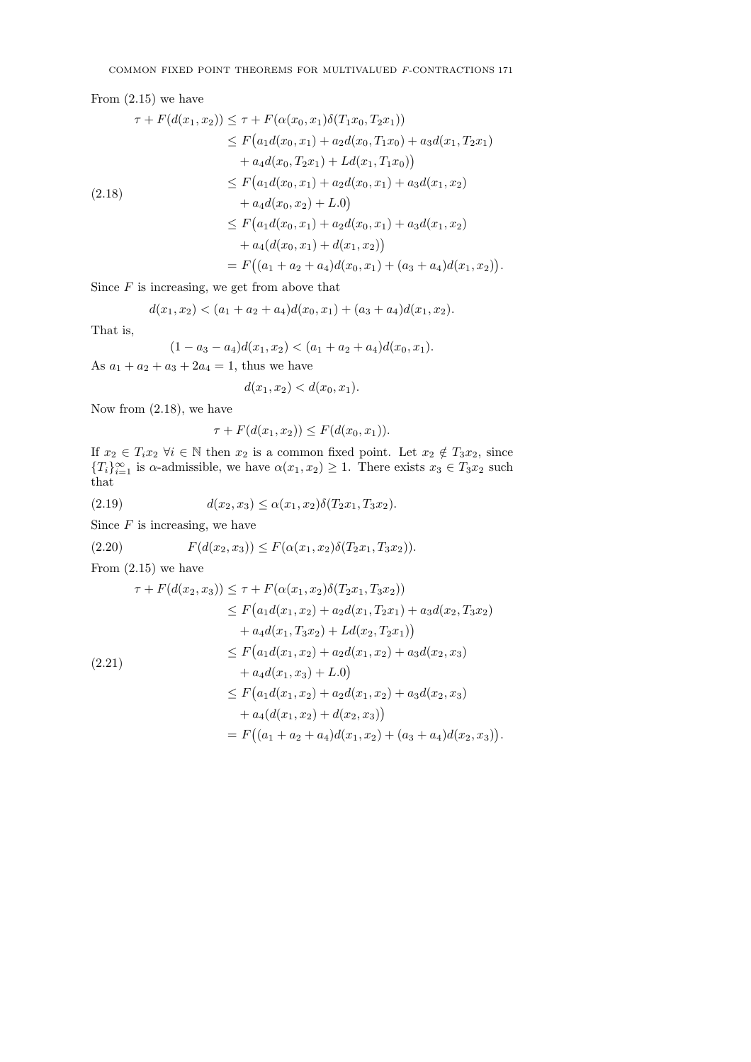From (2.15) we have

$$
\begin{aligned}
\tau + F(d(x_1,x_2)) &\leq \tau + F(\alpha(x_0,x_1)\delta(T_1x_0,T_2x_1)) \\
&\leq F\big(a_1 d(x_0,x_1) + a_2 d(x_0,T_1x_0) + a_3 d(x_1,T_2x_1) \\
&\quad + a_4 d(x_0,T_2x_1) + L d(x_1,T_1x_0)\big) \\
&\leq F\big(a_1 d(x_0,x_1) + a_2 d(x_0,x_1) + a_3 d(x_1,x_2) \\
&\quad + a_4 d(x_0,x_2) + L.0\big) \\
&\leq F\big(a_1 d(x_0,x_1) + a_2 d(x_0,x_1) + a_3 d(x_1,x_2) \\
&\quad + a_4 (d(x_0,x_1) + d(x_1,x_2))\big) \\
&= F\big((a_1+a_2+a_4) d(x_0,x_1) + (a_3+a_4) d(x_1,x_2)\big).
\end{aligned}
\tag{2.18}
$$

Since $F$ is increasing, we get from above that

$$d(x_1,x_2) < (a_1+a_2+a_4)d(x_0,x_1) + (a_3+a_4)d(x_1,x_2).$$

That is,

$$(1-a_3-a_4)d(x_1,x_2) < (a_1+a_2+a_4)d(x_0,x_1).$$

As $a_1+a_2+a_3+2a_4 = 1$, thus we have

$$d(x_1,x_2) < d(x_0,x_1).$$

Now from (2.18), we have

$$\tau + F(d(x_1,x_2)) \leq F(d(x_0,x_1)).$$

If $x_2 \in T_i x_2$ $\forall i \in \mathbb{N}$ then $x_2$ is a common fixed point. Let $x_2 \notin T_3x_2$, since $\{T_i\}_{i=1}^{\infty}$ is $\alpha$-admissible, we have $\alpha(x_1,x_2) \geq 1$. There exists $x_3 \in T_3x_2$ such that

$$d(x_2,x_3) \leq \alpha(x_1,x_2)\delta(T_2x_1,T_3x_2). \tag{2.19}$$

Since $F$ is increasing, we have

$$F(d(x_2,x_3)) \leq F(\alpha(x_1,x_2)\delta(T_2x_1,T_3x_2)). \tag{2.20}$$

From (2.15) we have

$$
\begin{aligned}
\tau + F(d(x_2,x_3)) &\leq \tau + F(\alpha(x_1,x_2)\delta(T_2x_1,T_3x_2)) \\
&\leq F\big(a_1 d(x_1,x_2) + a_2 d(x_1,T_2x_1) + a_3 d(x_2,T_3x_2) \\
&\quad + a_4 d(x_1,T_3x_2) + L d(x_2,T_2x_1)\big) \\
&\leq F\big(a_1 d(x_1,x_2) + a_2 d(x_1,x_2) + a_3 d(x_2,x_3) \\
&\quad + a_4 d(x_1,x_3) + L.0\big) \\
&\leq F\big(a_1 d(x_1,x_2) + a_2 d(x_1,x_2) + a_3 d(x_2,x_3) \\
&\quad + a_4 (d(x_1,x_2) + d(x_2,x_3))\big) \\
&= F\big((a_1+a_2+a_4) d(x_1,x_2) + (a_3+a_4) d(x_2,x_3)\big).
\end{aligned}
\tag{2.21}
$$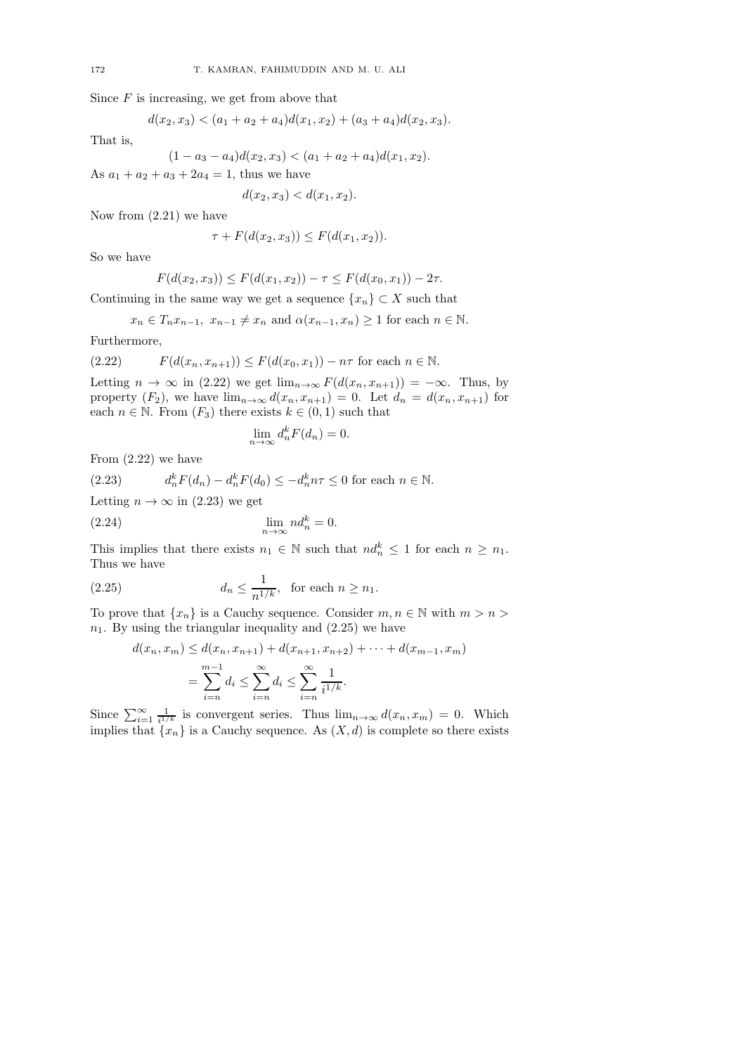Since $F$ is increasing, we get from above that

$$d(x_2, x_3) < (a_1 + a_2 + a_4)d(x_1, x_2) + (a_3 + a_4)d(x_2, x_3).$$

That is,

$$(1 - a_3 - a_4)d(x_2, x_3) < (a_1 + a_2 + a_4)d(x_1, x_2).$$

As $a_1 + a_2 + a_3 + 2a_4 = 1$, thus we have

$$d(x_2, x_3) < d(x_1, x_2).$$

Now from (2.21) we have

$$\tau + F(d(x_2, x_3)) \leq F(d(x_1, x_2)).$$

So we have

$$F(d(x_2, x_3)) \leq F(d(x_1, x_2)) - \tau \leq F(d(x_0, x_1)) - 2\tau.$$

Continuing in the same way we get a sequence $\{x_n\} \subset X$ such that

$$x_n \in T_n x_{n-1},\ x_{n-1} \neq x_n \text{ and } \alpha(x_{n-1}, x_n) \geq 1 \text{ for each } n \in \mathbb{N}.$$

Furthermore,

$$F(d(x_n, x_{n+1})) \leq F(d(x_0, x_1)) - n\tau \text{ for each } n \in \mathbb{N}. \tag{2.22}$$

Letting $n \to \infty$ in (2.22) we get $\lim_{n\to\infty} F(d(x_n, x_{n+1})) = -\infty$. Thus, by property $(F_2)$, we have $\lim_{n\to\infty} d(x_n, x_{n+1}) = 0$. Let $d_n = d(x_n, x_{n+1})$ for each $n \in \mathbb{N}$. From $(F_3)$ there exists $k \in (0, 1)$ such that

$$\lim_{n\to\infty} d_n^k F(d_n) = 0.$$

From (2.22) we have

$$d_n^k F(d_n) - d_n^k F(d_0) \leq -d_n^k n\tau \leq 0 \text{ for each } n \in \mathbb{N}. \tag{2.23}$$

Letting $n \to \infty$ in (2.23) we get

$$\lim_{n\to\infty} n d_n^k = 0. \tag{2.24}$$

This implies that there exists $n_1 \in \mathbb{N}$ such that $n d_n^k \leq 1$ for each $n \geq n_1$. Thus we have

$$d_n \leq \frac{1}{n^{1/k}}, \quad \text{for each } n \geq n_1. \tag{2.25}$$

To prove that $\{x_n\}$ is a Cauchy sequence. Consider $m, n \in \mathbb{N}$ with $m > n > n_1$. By using the triangular inequality and (2.25) we have

$$\begin{aligned} d(x_n, x_m) &\leq d(x_n, x_{n+1}) + d(x_{n+1}, x_{n+2}) + \cdots + d(x_{m-1}, x_m) \\ &= \sum_{i=n}^{m-1} d_i \leq \sum_{i=n}^{\infty} d_i \leq \sum_{i=n}^{\infty} \frac{1}{i^{1/k}}. \end{aligned}$$

Since $\sum_{i=1}^{\infty} \frac{1}{i^{1/k}}$ is convergent series. Thus $\lim_{n\to\infty} d(x_n, x_m) = 0$. Which implies that $\{x_n\}$ is a Cauchy sequence. As $(X, d)$ is complete so there exists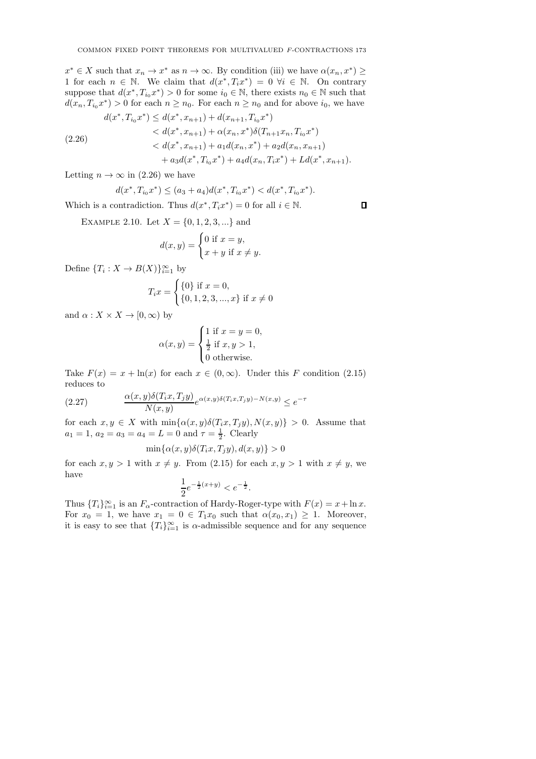$x^* \in X$ such that $x_n \to x^*$ as $n \to \infty$. By condition (iii) we have $\alpha(x_n, x^*) \geq 1$ for each $n \in \mathbb{N}$. We claim that $d(x^*, T_i x^*) = 0$ $\forall i \in \mathbb{N}$. On contrary suppose that $d(x^*, T_{i_0} x^*) > 0$ for some $i_0 \in \mathbb{N}$, there exists $n_0 \in \mathbb{N}$ such that $d(x_n, T_{i_0} x^*) > 0$ for each $n \geq n_0$. For each $n \geq n_0$ and for above $i_0$, we have

$$
\begin{aligned}
d(x^*, T_{i_0} x^*) &\leq d(x^*, x_{n+1}) + d(x_{n+1}, T_{i_0} x^*) \\
&< d(x^*, x_{n+1}) + \alpha(x_n, x^*)\delta(T_{n+1} x_n, T_{i_0} x^*) \\
&< d(x^*, x_{n+1}) + a_1 d(x_n, x^*) + a_2 d(x_n, x_{n+1}) \\
&\quad + a_3 d(x^*, T_{i_0} x^*) + a_4 d(x_n, T_i x^*) + L d(x^*, x_{n+1}).
\end{aligned}
\tag{2.26}
$$

Letting $n \to \infty$ in (2.26) we have

$$
d(x^*, T_{i_0} x^*) \leq (a_3 + a_4) d(x^*, T_{i_0} x^*) < d(x^*, T_{i_0} x^*).
$$

Which is a contradiction. Thus $d(x^*, T_i x^*) = 0$ for all $i \in \mathbb{N}$. $\square$

Example 2.10. Let $X = \{0, 1, 2, 3, ...\}$ and

$$
d(x, y) = \begin{cases} 0 \text{ if } x = y, \\ x + y \text{ if } x \neq y. \end{cases}
$$

Define $\{T_i : X \to B(X)\}_{i=1}^{\infty}$ by

$$
T_i x = \begin{cases} \{0\} \text{ if } x = 0, \\ \{0, 1, 2, 3, ..., x\} \text{ if } x \neq 0 \end{cases}
$$

and $\alpha : X \times X \to [0, \infty)$ by

$$
\alpha(x, y) = \begin{cases} 1 \text{ if } x = y = 0, \\ \frac{1}{2} \text{ if } x, y > 1, \\ 0 \text{ otherwise.} \end{cases}
$$

Take $F(x) = x + \ln(x)$ for each $x \in (0, \infty)$. Under this $F$ condition (2.15) reduces to

$$
\frac{\alpha(x, y)\delta(T_i x, T_j y)}{N(x, y)} e^{\alpha(x,y)\delta(T_i x, T_j y) - N(x,y)} \leq e^{-\tau}
\tag{2.27}
$$

for each $x, y \in X$ with $\min\{\alpha(x, y)\delta(T_i x, T_j y), N(x, y)\} > 0$. Assume that $a_1 = 1$, $a_2 = a_3 = a_4 = L = 0$ and $\tau = \frac{1}{2}$. Clearly

$$
\min\{\alpha(x, y)\delta(T_i x, T_j y), d(x, y)\} > 0
$$

for each $x, y > 1$ with $x \neq y$. From (2.15) for each $x, y > 1$ with $x \neq y$, we have

$$
\frac{1}{2} e^{-\frac{1}{2}(x+y)} < e^{-\frac{1}{2}}.
$$

Thus $\{T_i\}_{i=1}^{\infty}$ is an $F_\alpha$-contraction of Hardy-Roger-type with $F(x) = x + \ln x$. For $x_0 = 1$, we have $x_1 = 0 \in T_1 x_0$ such that $\alpha(x_0, x_1) \geq 1$. Moreover, it is easy to see that $\{T_i\}_{i=1}^{\infty}$ is $\alpha$-admissible sequence and for any sequence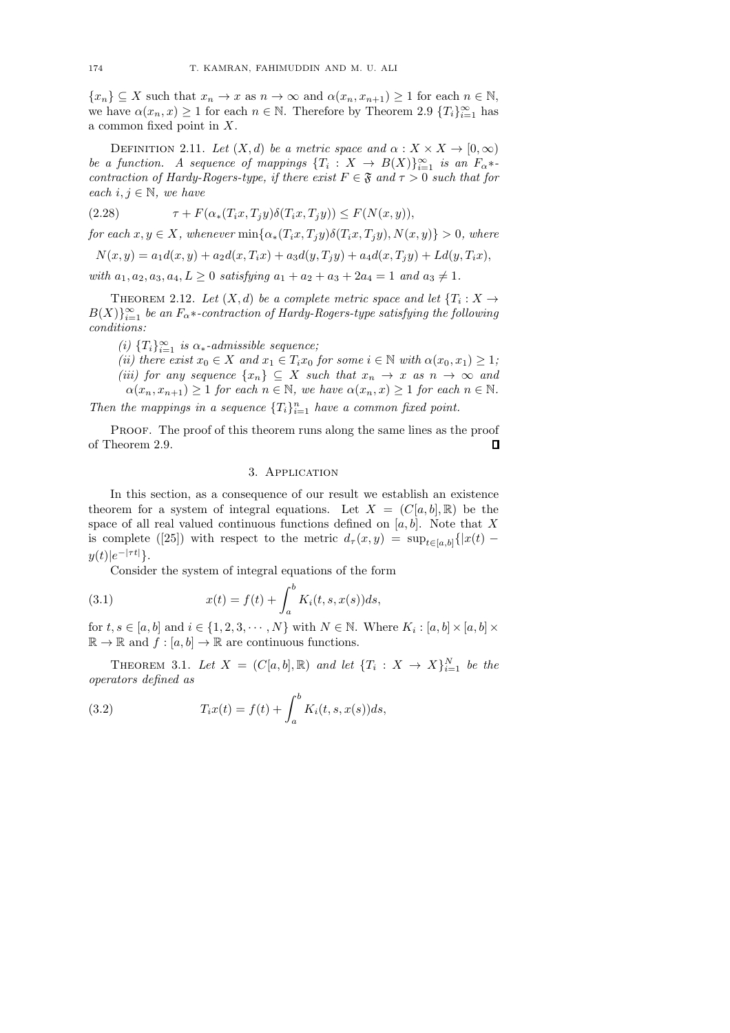$\{x_n\} \subseteq X$ such that $x_n \to x$ as $n \to \infty$ and $\alpha(x_n, x_{n+1}) \geq 1$ for each $n \in \mathbb{N}$, we have $\alpha(x_n, x) \geq 1$ for each $n \in \mathbb{N}$. Therefore by Theorem 2.9 $\{T_i\}_{i=1}^{\infty}$ has a common fixed point in $X$.

Definition 2.11. *Let $(X, d)$ be a metric space and $\alpha : X \times X \to [0, \infty)$ be a function. A sequence of mappings $\{T_i : X \to B(X)\}_{i=1}^{\infty}$ is an $F_\alpha*$-contraction of Hardy-Rogers-type, if there exist $F \in \mathfrak{F}$ and $\tau > 0$ such that for each $i, j \in \mathbb{N}$, we have*

$$\tau + F(\alpha_*(T_i x, T_j y)\delta(T_i x, T_j y)) \leq F(N(x, y)), \tag{2.28}$$

*for each $x, y \in X$, whenever $\min\{\alpha_*(T_i x, T_j y)\delta(T_i x, T_j y), N(x, y)\} > 0$, where*

$$N(x, y) = a_1 d(x, y) + a_2 d(x, T_i x) + a_3 d(y, T_j y) + a_4 d(x, T_j y) + L d(y, T_i x),$$

*with $a_1, a_2, a_3, a_4, L \geq 0$ satisfying $a_1 + a_2 + a_3 + 2a_4 = 1$ and $a_3 \neq 1$.*

Theorem 2.12. *Let $(X, d)$ be a complete metric space and let $\{T_i : X \to B(X)\}_{i=1}^{\infty}$ be an $F_\alpha*$-contraction of Hardy-Rogers-type satisfying the following conditions:*

*(i) $\{T_i\}_{i=1}^{\infty}$ is $\alpha_*$-admissible sequence;*

*(ii) there exist $x_0 \in X$ and $x_1 \in T_i x_0$ for some $i \in \mathbb{N}$ with $\alpha(x_0, x_1) \geq 1$;*

*(iii) for any sequence $\{x_n\} \subseteq X$ such that $x_n \to x$ as $n \to \infty$ and $\alpha(x_n, x_{n+1}) \geq 1$ for each $n \in \mathbb{N}$, we have $\alpha(x_n, x) \geq 1$ for each $n \in \mathbb{N}$.*

*Then the mappings in a sequence $\{T_i\}_{i=1}^{n}$ have a common fixed point.*

Proof. The proof of this theorem runs along the same lines as the proof of Theorem 2.9. □

## 3. Application

In this section, as a consequence of our result we establish an existence theorem for a system of integral equations. Let $X = (C[a, b], \mathbb{R})$ be the space of all real valued continuous functions defined on $[a, b]$. Note that $X$ is complete ([25]) with respect to the metric $d_\tau(x, y) = \sup_{t \in [a,b]}\{|x(t) - y(t)|e^{-|\tau t|}\}$.

Consider the system of integral equations of the form

$$x(t) = f(t) + \int_a^b K_i(t, s, x(s))ds, \tag{3.1}$$

for $t, s \in [a, b]$ and $i \in \{1, 2, 3, \cdots, N\}$ with $N \in \mathbb{N}$. Where $K_i : [a, b] \times [a, b] \times \mathbb{R} \to \mathbb{R}$ and $f : [a, b] \to \mathbb{R}$ are continuous functions.

Theorem 3.1. *Let $X = (C[a, b], \mathbb{R})$ and let $\{T_i : X \to X\}_{i=1}^{N}$ be the operators defined as*

$$T_i x(t) = f(t) + \int_a^b K_i(t, s, x(s))ds, \tag{3.2}$$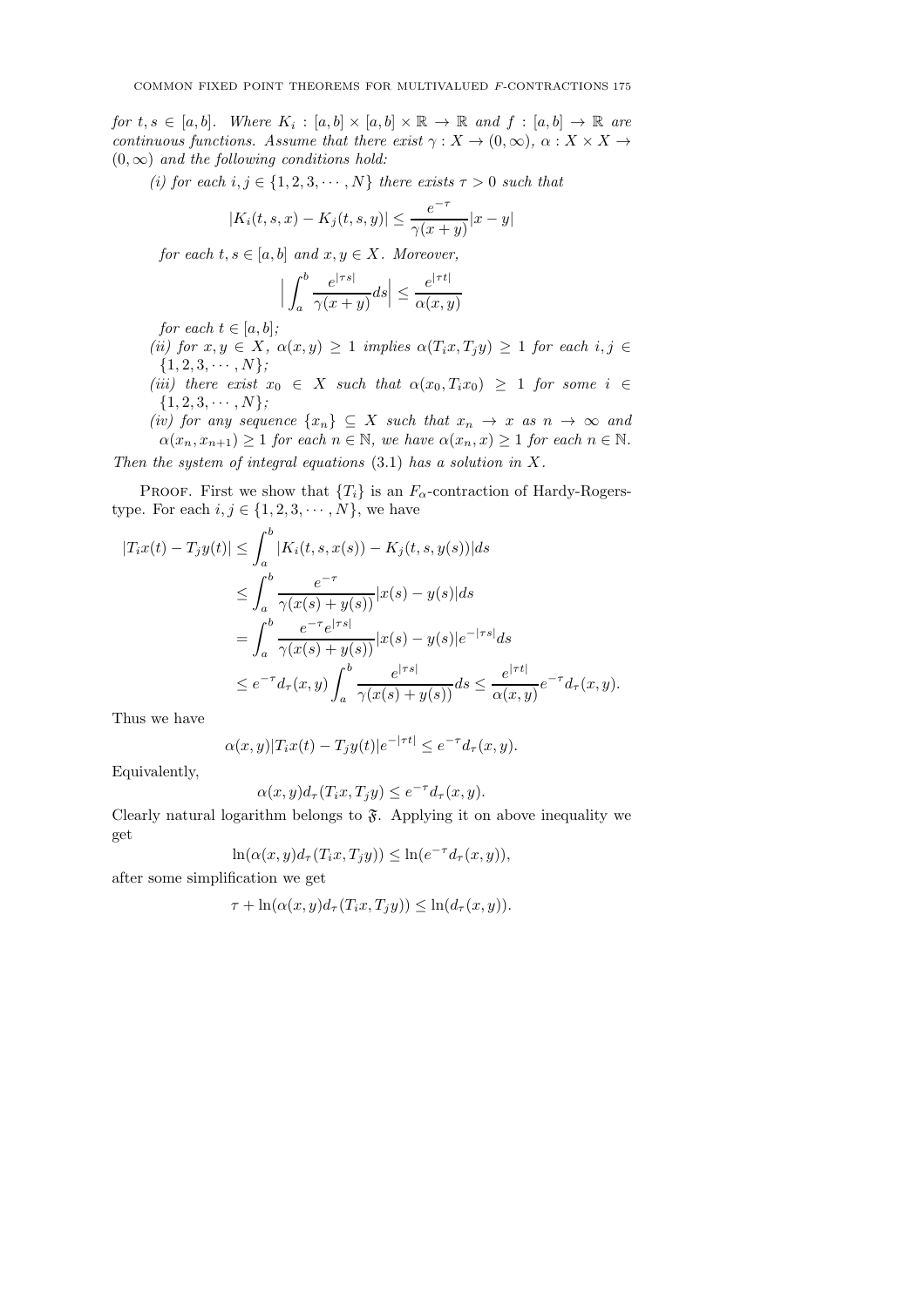*for $t, s \in [a, b]$. Where $K_i : [a, b] \times [a, b] \times \mathbb{R} \to \mathbb{R}$ and $f : [a, b] \to \mathbb{R}$ are continuous functions. Assume that there exist $\gamma : X \to (0, \infty)$, $\alpha : X \times X \to (0, \infty)$ and the following conditions hold:*

*(i) for each $i, j \in \{1, 2, 3, \cdots, N\}$ there exists $\tau > 0$ such that*

$$|K_i(t, s, x) - K_j(t, s, y)| \le \frac{e^{-\tau}}{\gamma(x + y)}|x - y|$$

*for each $t, s \in [a, b]$ and $x, y \in X$. Moreover,*

$$\Big| \int_a^b \frac{e^{|\tau s|}}{\gamma(x + y)} ds \Big| \le \frac{e^{|\tau t|}}{\alpha(x, y)}$$

*for each $t \in [a, b]$;*

*(ii) for $x, y \in X$, $\alpha(x, y) \ge 1$ implies $\alpha(T_i x, T_j y) \ge 1$ for each $i, j \in \{1, 2, 3, \cdots, N\}$;*

*(iii) there exist $x_0 \in X$ such that $\alpha(x_0, T_i x_0) \ge 1$ for some $i \in \{1, 2, 3, \cdots, N\}$;*

*(iv) for any sequence $\{x_n\} \subseteq X$ such that $x_n \to x$ as $n \to \infty$ and $\alpha(x_n, x_{n+1}) \ge 1$ for $n \in \mathbb{N}$, we have $\alpha(x_n, x) \ge 1$ for each $n \in \mathbb{N}$.*

*Then the system of integral equations* (3.1) *has a solution in $X$.*

Proof. First we show that $\{T_i\}$ is an $F_\alpha$-contraction of Hardy-Rogers-type. For each $i, j \in \{1, 2, 3, \cdots, N\}$, we have

$$\begin{aligned}
|T_i x(t) - T_j y(t)| &\le \int_a^b |K_i(t, s, x(s)) - K_j(t, s, y(s))| ds \\
&\le \int_a^b \frac{e^{-\tau}}{\gamma(x(s) + y(s))} |x(s) - y(s)| ds \\
&= \int_a^b \frac{e^{-\tau} e^{|\tau s|}}{\gamma(x(s) + y(s))} |x(s) - y(s)| e^{-|\tau s|} ds \\
&\le e^{-\tau} d_\tau(x, y) \int_a^b \frac{e^{|\tau s|}}{\gamma(x(s) + y(s))} ds \le \frac{e^{|\tau t|}}{\alpha(x, y)} e^{-\tau} d_\tau(x, y).
\end{aligned}$$

Thus we have

$$\alpha(x, y) |T_i x(t) - T_j y(t)| e^{-|\tau t|} \le e^{-\tau} d_\tau(x, y).$$

Equivalently,

$$\alpha(x, y) d_\tau(T_i x, T_j y) \le e^{-\tau} d_\tau(x, y).$$

Clearly natural logarithm belongs to $\mathfrak{F}$. Applying it on above inequality we get

$$\ln(\alpha(x, y) d_\tau(T_i x, T_j y)) \le \ln(e^{-\tau} d_\tau(x, y)),$$

after some simplification we get

$$\tau + \ln(\alpha(x, y) d_\tau(T_i x, T_j y)) \le \ln(d_\tau(x, y)).$$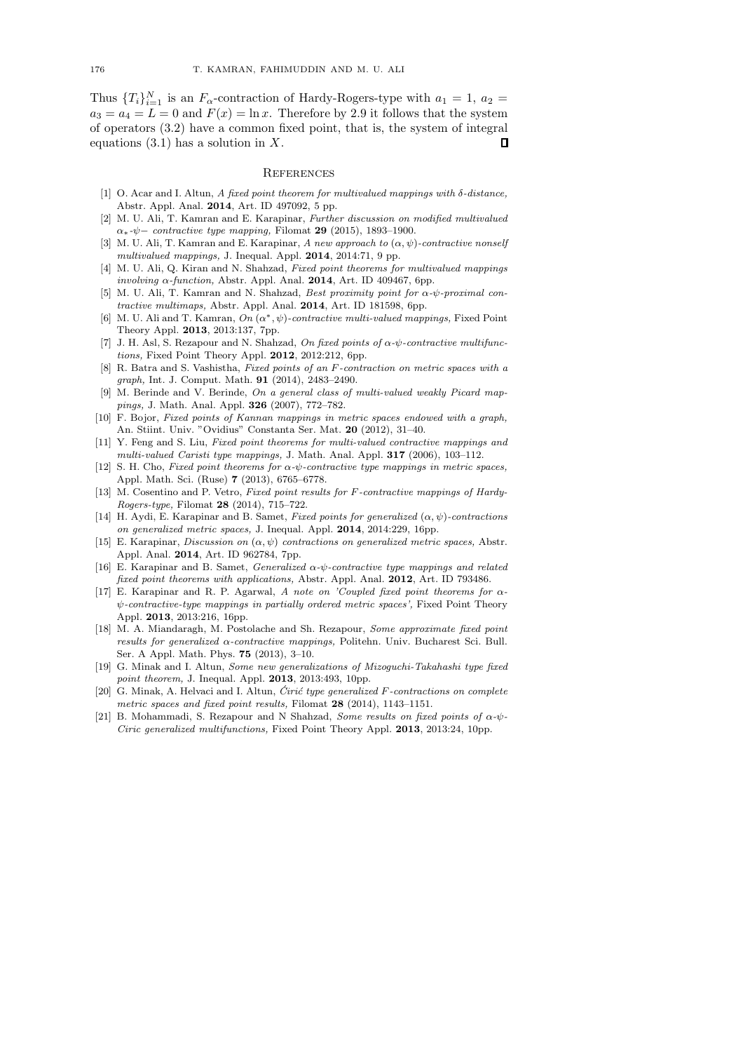Thus $\{T_i\}_{i=1}^N$ is an $F_\alpha$-contraction of Hardy-Rogers-type with $a_1 = 1$, $a_2 = a_3 = a_4 = L = 0$ and $F(x) = \ln x$. Therefore by 2.9 it follows that the system of operators (3.2) have a common fixed point, that is, the system of integral equations (3.1) has a solution in $X$. $\square$

## References

[1] O. Acar and I. Altun, *A fixed point theorem for multivalued mappings with δ-distance,* Abstr. Appl. Anal. **2014**, Art. ID 497092, 5 pp.

[2] M. U. Ali, T. Kamran and E. Karapinar, *Further discussion on modified multivalued $\alpha_*$-$\psi$− contractive type mapping,* Filomat **29** (2015), 1893–1900.

[3] M. U. Ali, T. Kamran and E. Karapinar, *A new approach to $(\alpha, \psi)$-contractive nonself multivalued mappings,* J. Inequal. Appl. **2014**, 2014:71, 9 pp.

[4] M. U. Ali, Q. Kiran and N. Shahzad, *Fixed point theorems for multivalued mappings involving α-function,* Abstr. Appl. Anal. **2014**, Art. ID 409467, 6pp.

[5] M. U. Ali, T. Kamran and N. Shahzad, *Best proximity point for α-ψ-proximal contractive multimaps,* Abstr. Appl. Anal. **2014**, Art. ID 181598, 6pp.

[6] M. U. Ali and T. Kamran, *On $(\alpha^*, \psi)$-contractive multi-valued mappings,* Fixed Point Theory Appl. **2013**, 2013:137, 7pp.

[7] J. H. Asl, S. Rezapour and N. Shahzad, *On fixed points of α-ψ-contractive multifunctions,* Fixed Point Theory Appl. **2012**, 2012:212, 6pp.

[8] R. Batra and S. Vashistha, *Fixed points of an F-contraction on metric spaces with a graph,* Int. J. Comput. Math. **91** (2014), 2483–2490.

[9] M. Berinde and V. Berinde, *On a general class of multi-valued weakly Picard mappings,* J. Math. Anal. Appl. **326** (2007), 772–782.

[10] F. Bojor, *Fixed points of Kannan mappings in metric spaces endowed with a graph,* An. Stiint. Univ. "Ovidius" Constanta Ser. Mat. **20** (2012), 31–40.

[11] Y. Feng and S. Liu, *Fixed point theorems for multi-valued contractive mappings and multi-valued Caristi type mappings,* J. Math. Anal. Appl. **317** (2006), 103–112.

[12] S. H. Cho, *Fixed point theorems for α-ψ-contractive type mappings in metric spaces,* Appl. Math. Sci. (Ruse) **7** (2013), 6765–6778.

[13] M. Cosentino and P. Vetro, *Fixed point results for F-contractive mappings of Hardy-Rogers-type,* Filomat **28** (2014), 715–722.

[14] H. Aydi, E. Karapinar and B. Samet, *Fixed points for generalized $(\alpha, \psi)$-contractions on generalized metric spaces,* J. Inequal. Appl. **2014**, 2014:229, 16pp.

[15] E. Karapinar, *Discussion on $(\alpha, \psi)$ contractions on generalized metric spaces,* Abstr. Appl. Anal. **2014**, Art. ID 962784, 7pp.

[16] E. Karapinar and B. Samet, *Generalized α-ψ-contractive type mappings and related fixed point theorems with applications,* Abstr. Appl. Anal. **2012**, Art. ID 793486.

[17] E. Karapinar and R. P. Agarwal, *A note on 'Coupled fixed point theorems for α-ψ-contractive-type mappings in partially ordered metric spaces',* Fixed Point Theory Appl. **2013**, 2013:216, 16pp.

[18] M. A. Miandaragh, M. Postolache and Sh. Rezapour, *Some approximate fixed point results for generalized α-contractive mappings,* Politehn. Univ. Bucharest Sci. Bull. Ser. A Appl. Math. Phys. **75** (2013), 3–10.

[19] G. Minak and I. Altun, *Some new generalizations of Mizoguchi-Takahashi type fixed point theorem,* J. Inequal. Appl. **2013**, 2013:493, 10pp.

[20] G. Minak, A. Helvaci and I. Altun, *Ćirić type generalized F-contractions on complete metric spaces and fixed point results,* Filomat **28** (2014), 1143–1151.

[21] B. Mohammadi, S. Rezapour and N Shahzad, *Some results on fixed points of α-ψ-Ciric generalized multifunctions,* Fixed Point Theory Appl. **2013**, 2013:24, 10pp.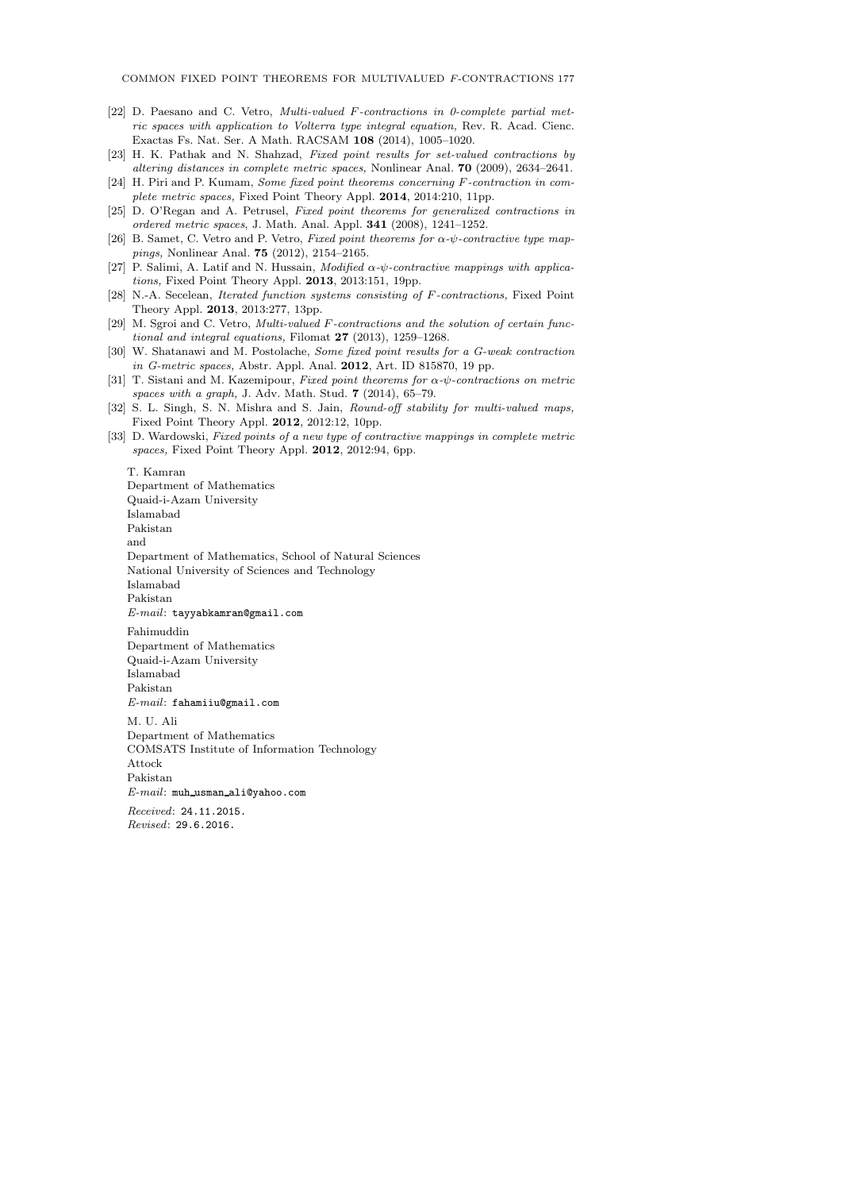[22] D. Paesano and C. Vetro, *Multi-valued F-contractions in 0-complete partial metric spaces with application to Volterra type integral equation,* Rev. R. Acad. Cienc. Exactas Fs. Nat. Ser. A Math. RACSAM **108** (2014), 1005–1020.

[23] H. K. Pathak and N. Shahzad, *Fixed point results for set-valued contractions by altering distances in complete metric spaces,* Nonlinear Anal. **70** (2009), 2634–2641.

[24] H. Piri and P. Kumam, *Some fixed point theorems concerning F-contraction in complete metric spaces,* Fixed Point Theory Appl. **2014**, 2014:210, 11pp.

[25] D. O'Regan and A. Petrusel, *Fixed point theorems for generalized contractions in ordered metric spaces*, J. Math. Anal. Appl. **341** (2008), 1241–1252.

[26] B. Samet, C. Vetro and P. Vetro, *Fixed point theorems for α-ψ-contractive type mappings,* Nonlinear Anal. **75** (2012), 2154–2165.

[27] P. Salimi, A. Latif and N. Hussain, *Modified α-ψ-contractive mappings with applications,* Fixed Point Theory Appl. **2013**, 2013:151, 19pp.

[28] N.-A. Secelean, *Iterated function systems consisting of F-contractions,* Fixed Point Theory Appl. **2013**, 2013:277, 13pp.

[29] M. Sgroi and C. Vetro, *Multi-valued F-contractions and the solution of certain functional and integral equations,* Filomat **27** (2013), 1259–1268.

[30] W. Shatanawi and M. Postolache, *Some fixed point results for a G-weak contraction in G-metric spaces*, Abstr. Appl. Anal. **2012**, Art. ID 815870, 19 pp.

[31] T. Sistani and M. Kazemipour, *Fixed point theorems for α-ψ-contractions on metric spaces with a graph,* J. Adv. Math. Stud. **7** (2014), 65–79.

[32] S. L. Singh, S. N. Mishra and S. Jain, *Round-off stability for multi-valued maps,* Fixed Point Theory Appl. **2012**, 2012:12, 10pp.

[33] D. Wardowski, *Fixed points of a new type of contractive mappings in complete metric spaces,* Fixed Point Theory Appl. **2012**, 2012:94, 6pp.

T. Kamran
Department of Mathematics
Quaid-i-Azam University
Islamabad
Pakistan
and
Department of Mathematics, School of Natural Sciences
National University of Sciences and Technology
Islamabad
Pakistan
*E-mail*: tayyabkamran@gmail.com

Fahimuddin
Department of Mathematics
Quaid-i-Azam University
Islamabad
Pakistan
*E-mail*: fahamiiu@gmail.com

M. U. Ali
Department of Mathematics
COMSATS Institute of Information Technology
Attock
Pakistan
*E-mail*: muh_usman_ali@yahoo.com

*Received*: 24.11.2015.
*Revised*: 29.6.2016.